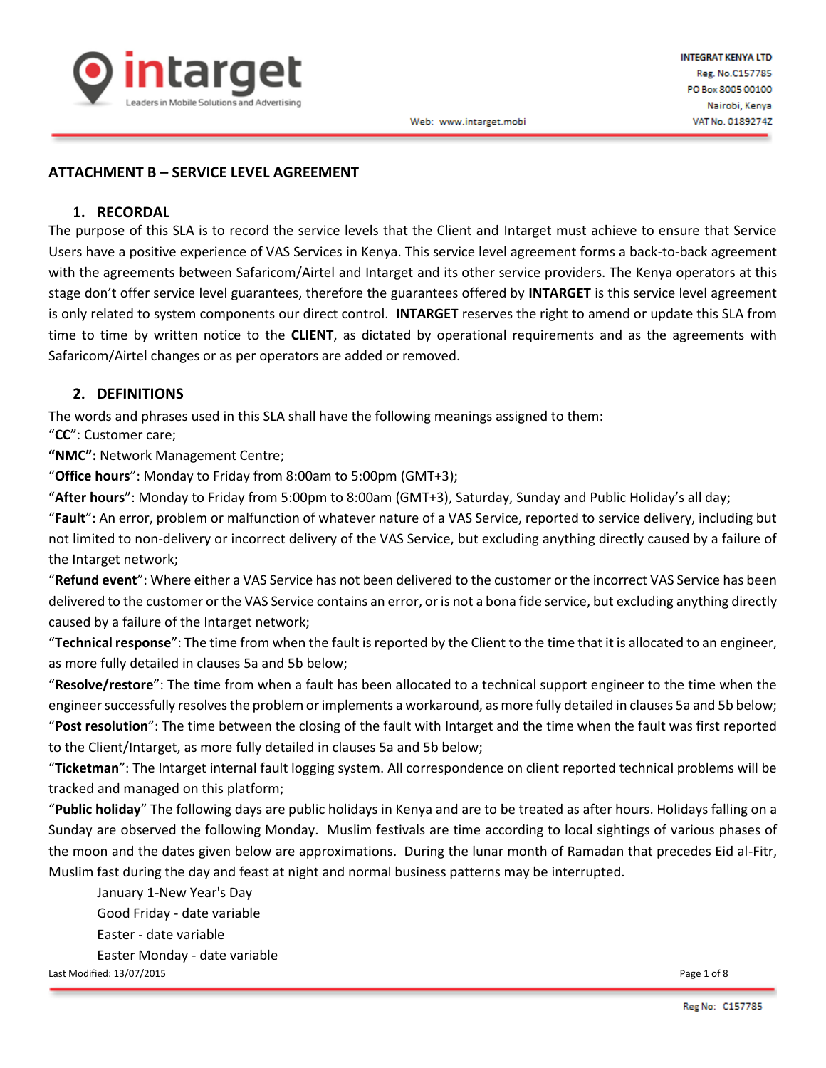## ATTACHMENT B – SERVICE LEVEL AGREEMENT

### 1. RECORDAL

The purpose of this SLA is to record the service levels that the Client and Intarget must achieve to ensure that Service Users have a positive experience of VAS Services in Kenya. This service level agreement forms a back-to-back agreement with the agreements between Safaricom/Airtel and Intarget and its other service providers. The Kenya operators at this stage don't offer service level guarantees, therefore the guarantees offered by **INTARGET** is this service level agreement is only related to system components our direct control. **INTARGET** reserves the right to amend or update this SLA from time to time by written notice to the **CLIENT**, as dictated by operational requirements and as the agreements with Safaricom/Airtel changes or as per operators are added or removed.

### 2. DEFINITIONS

The words and phrases used in this SLA shall have the following meanings assigned to them:

"**CC**": Customer care;

**"NMC":** Network Management Centre;

"**Office hours**": Monday to Friday from 8:00am to 5:00pm (GMT+3);

"**After hours**": Monday to Friday from 5:00pm to 8:00am (GMT+3), Saturday, Sunday and Public Holiday's all day;

"**Fault**": An error, problem or malfunction of whatever nature of a VAS Service, reported to service delivery, including but not limited to non-delivery or incorrect delivery of the VAS Service, but excluding anything directly caused by a failure of the Intarget network;

"**Refund event**": Where either a VAS Service has not been delivered to the customer or the incorrect VAS Service has been delivered to the customer or the VAS Service contains an error, or is not a bona fide service, but excluding anything directly caused by a failure of the Intarget network;

"**Technical response**": The time from when the fault is reported by the Client to the time that it is allocated to an engineer, as more fully detailed in clauses 5a and 5b below;

"**Resolve/restore**": The time from when a fault has been allocated to a technical support engineer to the time when the engineer successfully resolves the problem or implements a workaround, as more fully detailed in clauses 5a and 5b below;

"**Post resolution**": The time between the closing of the fault with Intarget and the time when the fault was first reported to the Client/Intarget, as more fully detailed in clauses 5a and 5b below;

"**Ticketman**": The Intarget internal fault logging system. All correspondence on client reported technical problems will be tracked and managed on this platform;

"**Public holiday**" The following days are public holidays in Kenya and are to be treated as after hours. Holidays falling on a Sunday are observed the following Monday. Muslim festivals are time according to local sightings of various phases of the moon and the dates given below are approximations. During the lunar month of Ramadan that precedes Eid al-Fitr, Muslim fast during the day and feast at night and normal business patterns may be interrupted.

- January 1-New Year's Day
- Good Friday - date variable
- Easter - date variable
- Easter Monday - date variable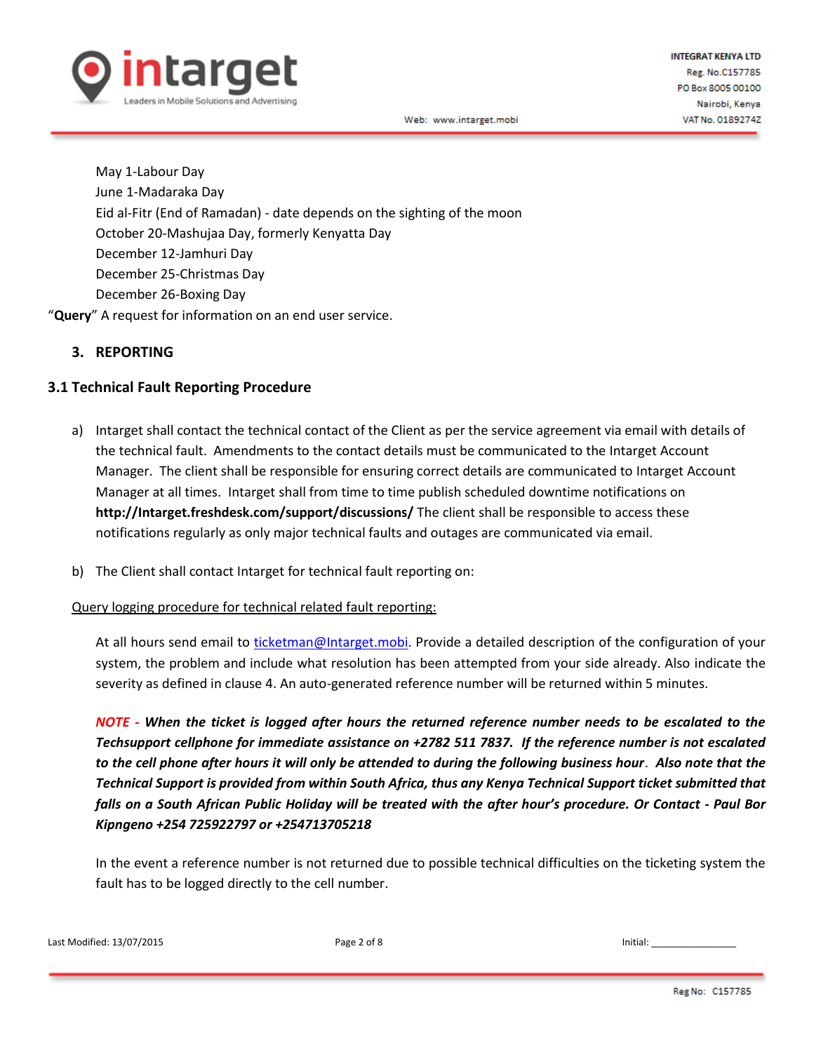May 1-Labour Day
June 1-Madaraka Day
Eid al-Fitr (End of Ramadan) - date depends on the sighting of the moon
October 20-Mashujaa Day, formerly Kenyatta Day
December 12-Jamhuri Day
December 25-Christmas Day
December 26-Boxing Day

"**Query**" A request for information on an end user service.

## 3. REPORTING

### 3.1 Technical Fault Reporting Procedure

a) Intarget shall contact the technical contact of the Client as per the service agreement via email with details of the technical fault. Amendments to the contact details must be communicated to the Intarget Account Manager. The client shall be responsible for ensuring correct details are communicated to Intarget Account Manager at all times. Intarget shall from time to time publish scheduled downtime notifications on **http://Intarget.freshdesk.com/support/discussions/** The client shall be responsible to access these notifications regularly as only major technical faults and outages are communicated via email.

b) The Client shall contact Intarget for technical fault reporting on:

<u>Query logging procedure for technical related fault reporting:</u>

At all hours send email to ticketman@Intarget.mobi. Provide a detailed description of the configuration of your system, the problem and include what resolution has been attempted from your side already. Also indicate the severity as defined in clause 4. An auto-generated reference number will be returned within 5 minutes.

***NOTE - When the ticket is logged after hours the returned reference number needs to be escalated to the Techsupport cellphone for immediate assistance on +2782 511 7837. If the reference number is not escalated to the cell phone after hours it will only be attended to during the following business hour. Also note that the Technical Support is provided from within South Africa, thus any Kenya Technical Support ticket submitted that falls on a South African Public Holiday will be treated with the after hour's procedure. Or Contact - Paul Bor Kipngeno +254 725922797 or +254713705218***

In the event a reference number is not returned due to possible technical difficulties on the ticketing system the fault has to be logged directly to the cell number.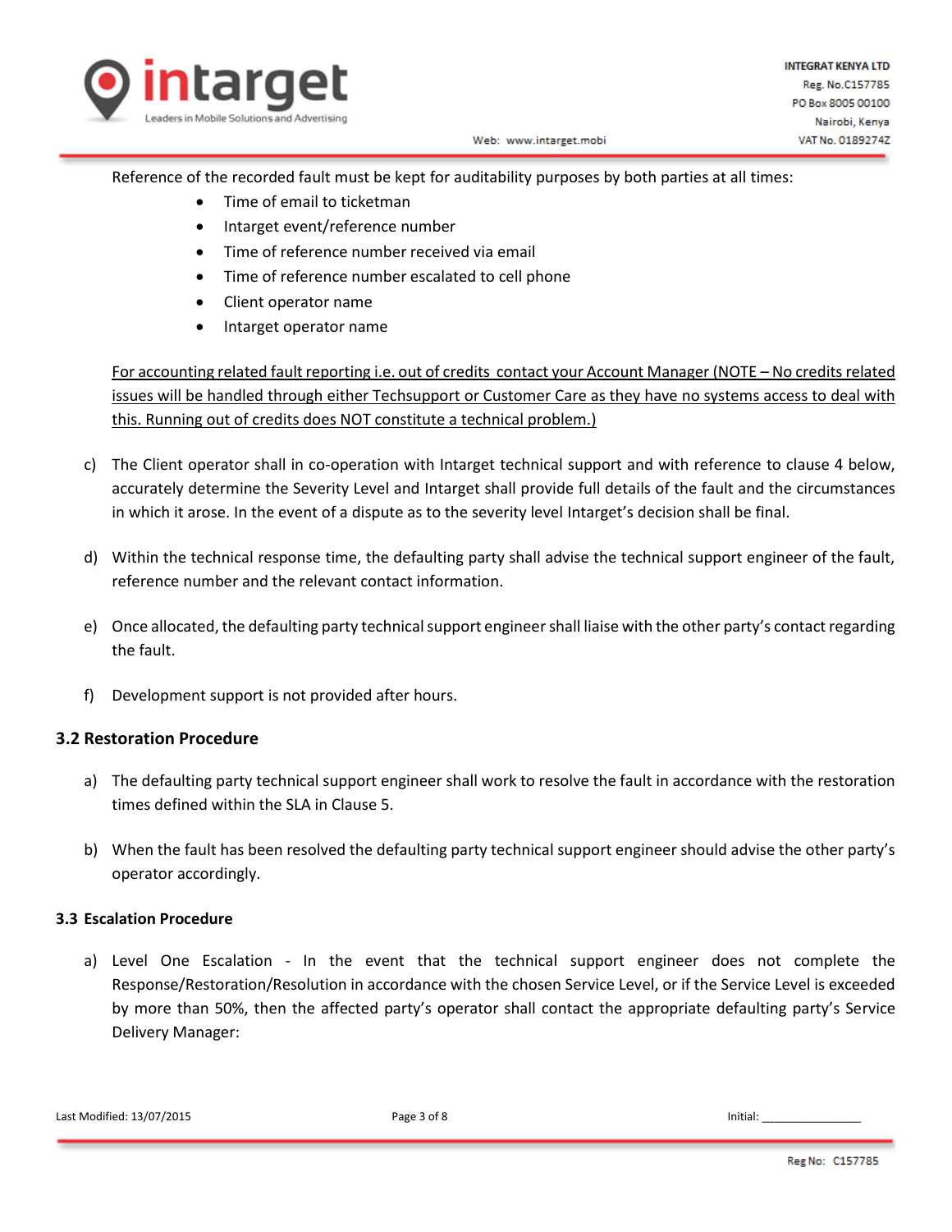Reference of the recorded fault must be kept for auditability purposes by both parties at all times:

- Time of email to ticketman
- Intarget event/reference number
- Time of reference number received via email
- Time of reference number escalated to cell phone
- Client operator name
- Intarget operator name

<u>For accounting related fault reporting i.e. out of credits contact your Account Manager (NOTE – No credits related issues will be handled through either Techsupport or Customer Care as they have no systems access to deal with this. Running out of credits does NOT constitute a technical problem.)</u>

c) The Client operator shall in co-operation with Intarget technical support and with reference to clause 4 below, accurately determine the Severity Level and Intarget shall provide full details of the fault and the circumstances in which it arose. In the event of a dispute as to the severity level Intarget's decision shall be final.

d) Within the technical response time, the defaulting party shall advise the technical support engineer of the fault, reference number and the relevant contact information.

e) Once allocated, the defaulting party technical support engineer shall liaise with the other party's contact regarding the fault.

f) Development support is not provided after hours.

### 3.2 Restoration Procedure

a) The defaulting party technical support engineer shall work to resolve the fault in accordance with the restoration times defined within the SLA in Clause 5.

b) When the fault has been resolved the defaulting party technical support engineer should advise the other party's operator accordingly.

### 3.3 Escalation Procedure

a) Level One Escalation - In the event that the technical support engineer does not complete the Response/Restoration/Resolution in accordance with the chosen Service Level, or if the Service Level is exceeded by more than 50%, then the affected party's operator shall contact the appropriate defaulting party's Service Delivery Manager: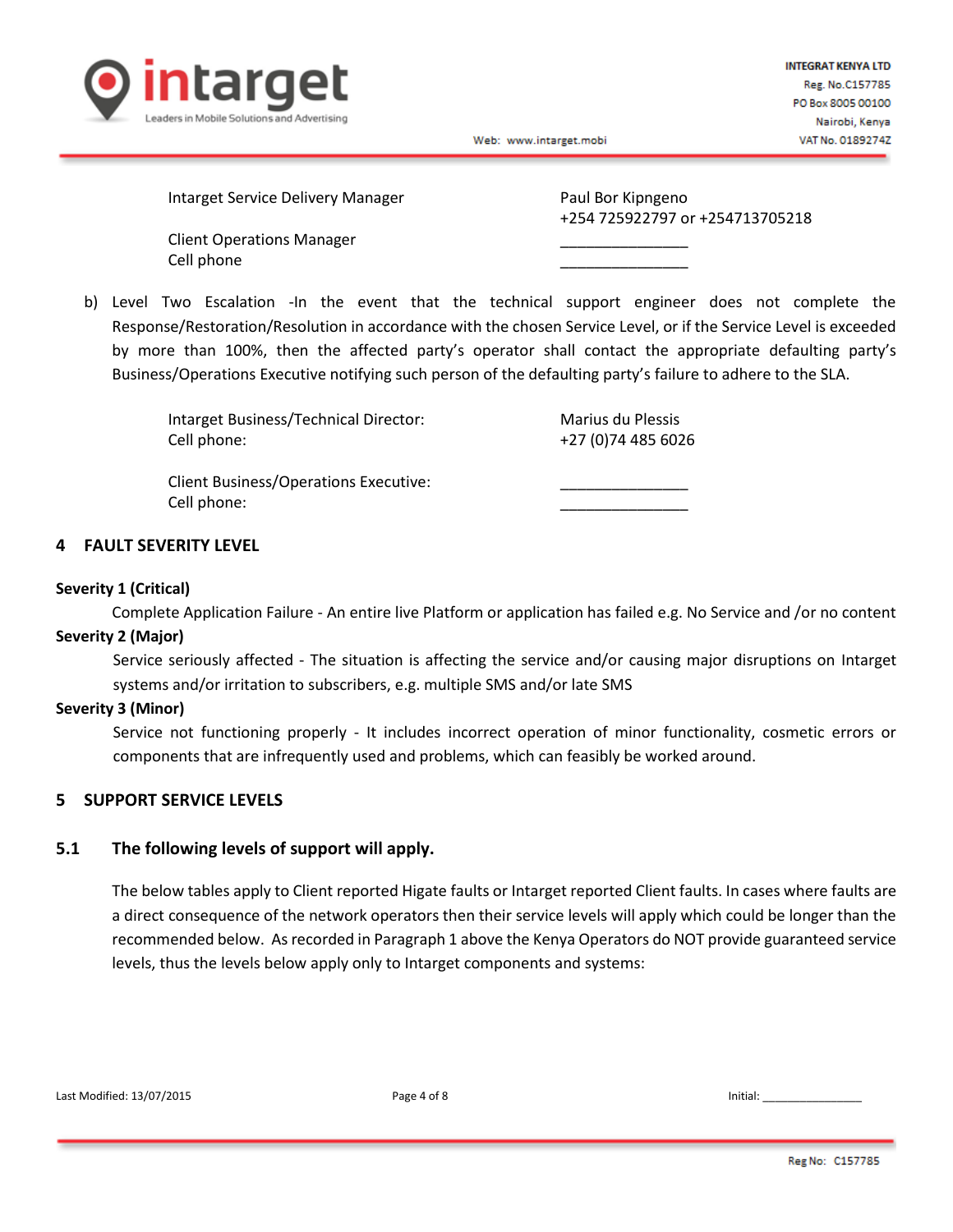| | |
|---|---|
| Intarget Service Delivery Manager | Paul Bor Kipngeno<br>+254 725922797 or +254713705218 |
| Client Operations Manager<br>Cell phone | _______________<br>_______________ |

b) Level Two Escalation -In the event that the technical support engineer does not complete the Response/Restoration/Resolution in accordance with the chosen Service Level, or if the Service Level is exceeded by more than 100%, then the affected party's operator shall contact the appropriate defaulting party's Business/Operations Executive notifying such person of the defaulting party's failure to adhere to the SLA.

| | |
|---|---|
| Intarget Business/Technical Director:<br>Cell phone: | Marius du Plessis<br>+27 (0)74 485 6026 |
| Client Business/Operations Executive:<br>Cell phone: | _______________<br>_______________ |

## 4 FAULT SEVERITY LEVEL

**Severity 1 (Critical)**

Complete Application Failure - An entire live Platform or application has failed e.g. No Service and /or no content

**Severity 2 (Major)**

Service seriously affected - The situation is affecting the service and/or causing major disruptions on Intarget systems and/or irritation to subscribers, e.g. multiple SMS and/or late SMS

**Severity 3 (Minor)**

Service not functioning properly - It includes incorrect operation of minor functionality, cosmetic errors or components that are infrequently used and problems, which can feasibly be worked around.

## 5 SUPPORT SERVICE LEVELS

### 5.1 The following levels of support will apply.

The below tables apply to Client reported Higate faults or Intarget reported Client faults. In cases where faults are a direct consequence of the network operators then their service levels will apply which could be longer than the recommended below. As recorded in Paragraph 1 above the Kenya Operators do NOT provide guaranteed service levels, thus the levels below apply only to Intarget components and systems: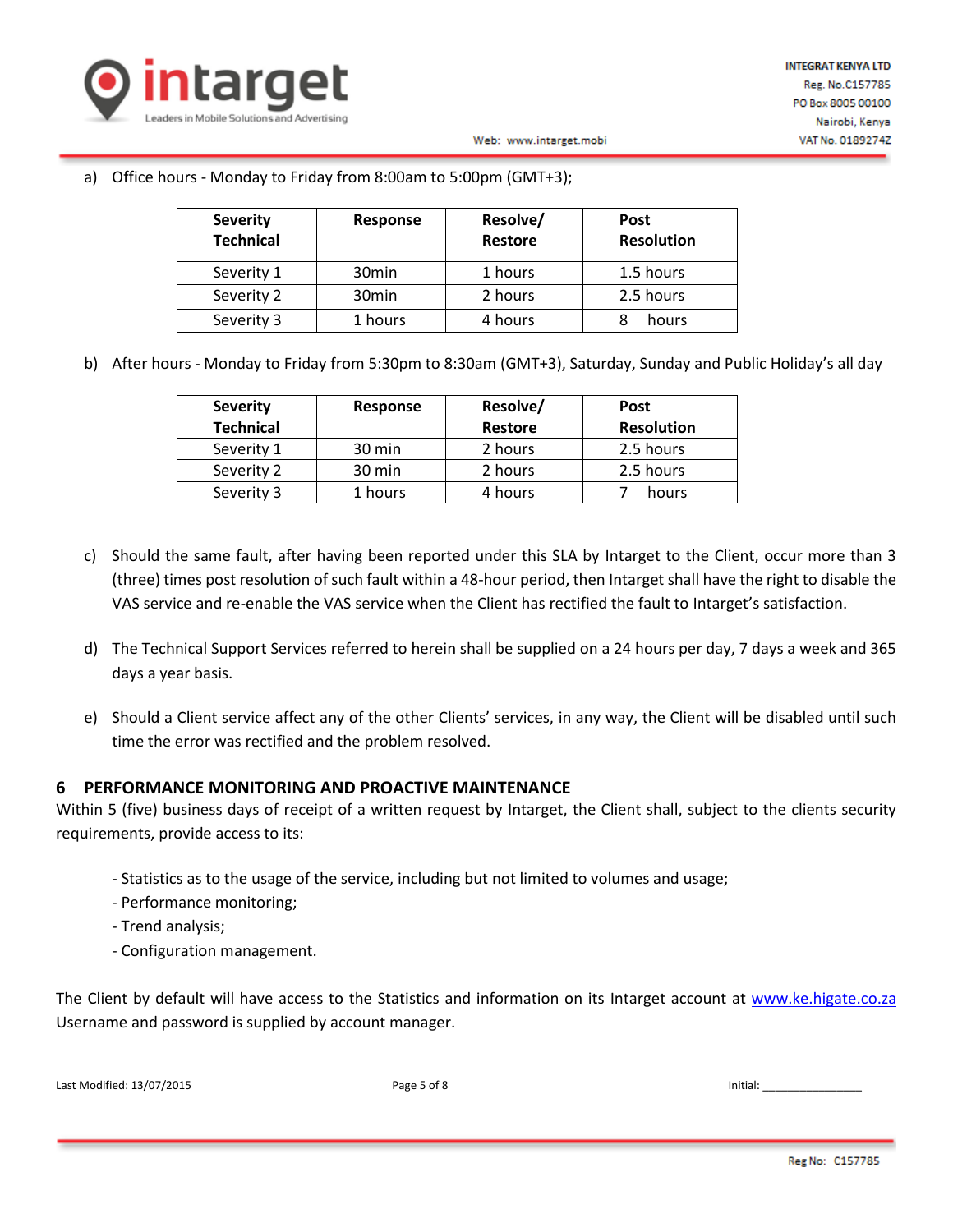a) Office hours - Monday to Friday from 8:00am to 5:00pm (GMT+3);

| Severity Technical | Response | Resolve/ Restore | Post Resolution |
|---|---|---|---|
| Severity 1 | 30min | 1 hours | 1.5 hours |
| Severity 2 | 30min | 2 hours | 2.5 hours |
| Severity 3 | 1 hours | 4 hours | 8 hours |

b) After hours - Monday to Friday from 5:30pm to 8:30am (GMT+3), Saturday, Sunday and Public Holiday's all day

| Severity Technical | Response | Resolve/ Restore | Post Resolution |
|---|---|---|---|
| Severity 1 | 30 min | 2 hours | 2.5 hours |
| Severity 2 | 30 min | 2 hours | 2.5 hours |
| Severity 3 | 1 hours | 4 hours | 7 hours |

c) Should the same fault, after having been reported under this SLA by Intarget to the Client, occur more than 3 (three) times post resolution of such fault within a 48-hour period, then Intarget shall have the right to disable the VAS service and re-enable the VAS service when the Client has rectified the fault to Intarget's satisfaction.

d) The Technical Support Services referred to herein shall be supplied on a 24 hours per day, 7 days a week and 365 days a year basis.

e) Should a Client service affect any of the other Clients' services, in any way, the Client will be disabled until such time the error was rectified and the problem resolved.

## 6 PERFORMANCE MONITORING AND PROACTIVE MAINTENANCE

Within 5 (five) business days of receipt of a written request by Intarget, the Client shall, subject to the clients security requirements, provide access to its:

- Statistics as to the usage of the service, including but not limited to volumes and usage;
- Performance monitoring;
- Trend analysis;
- Configuration management.

The Client by default will have access to the Statistics and information on its Intarget account at www.ke.higate.co.za Username and password is supplied by account manager.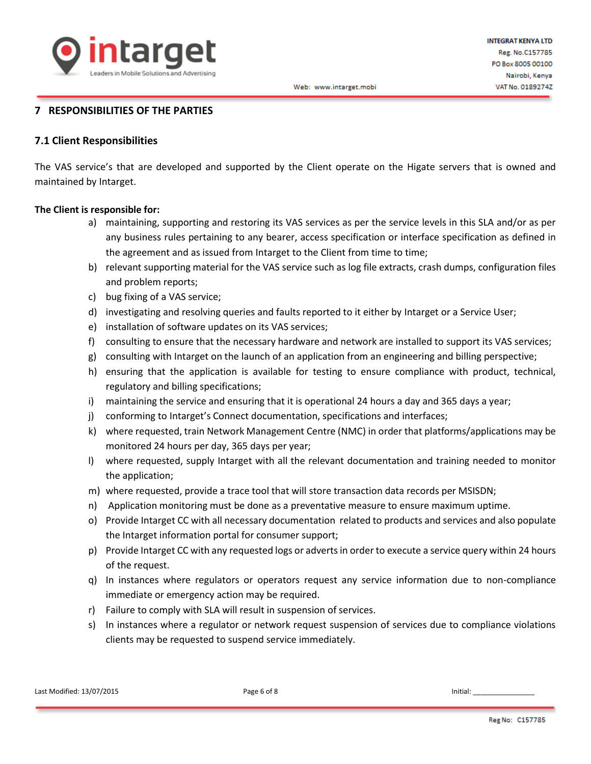## 7 RESPONSIBILITIES OF THE PARTIES

### 7.1 Client Responsibilities

The VAS service's that are developed and supported by the Client operate on the Higate servers that is owned and maintained by Intarget.

**The Client is responsible for:**

a) maintaining, supporting and restoring its VAS services as per the service levels in this SLA and/or as per any business rules pertaining to any bearer, access specification or interface specification as defined in the agreement and as issued from Intarget to the Client from time to time;
b) relevant supporting material for the VAS service such as log file extracts, crash dumps, configuration files and problem reports;
c) bug fixing of a VAS service;
d) investigating and resolving queries and faults reported to it either by Intarget or a Service User;
e) installation of software updates on its VAS services;
f) consulting to ensure that the necessary hardware and network are installed to support its VAS services;
g) consulting with Intarget on the launch of an application from an engineering and billing perspective;
h) ensuring that the application is available for testing to ensure compliance with product, technical, regulatory and billing specifications;
i) maintaining the service and ensuring that it is operational 24 hours a day and 365 days a year;
j) conforming to Intarget's Connect documentation, specifications and interfaces;
k) where requested, train Network Management Centre (NMC) in order that platforms/applications may be monitored 24 hours per day, 365 days per year;
l) where requested, supply Intarget with all the relevant documentation and training needed to monitor the application;
m) where requested, provide a trace tool that will store transaction data records per MSISDN;
n) Application monitoring must be done as a preventative measure to ensure maximum uptime.
o) Provide Intarget CC with all necessary documentation related to products and services and also populate the Intarget information portal for consumer support;
p) Provide Intarget CC with any requested logs or adverts in order to execute a service query within 24 hours of the request.
q) In instances where regulators or operators request any service information due to non-compliance immediate or emergency action may be required.
r) Failure to comply with SLA will result in suspension of services.
s) In instances where a regulator or network request suspension of services due to compliance violations clients may be requested to suspend service immediately.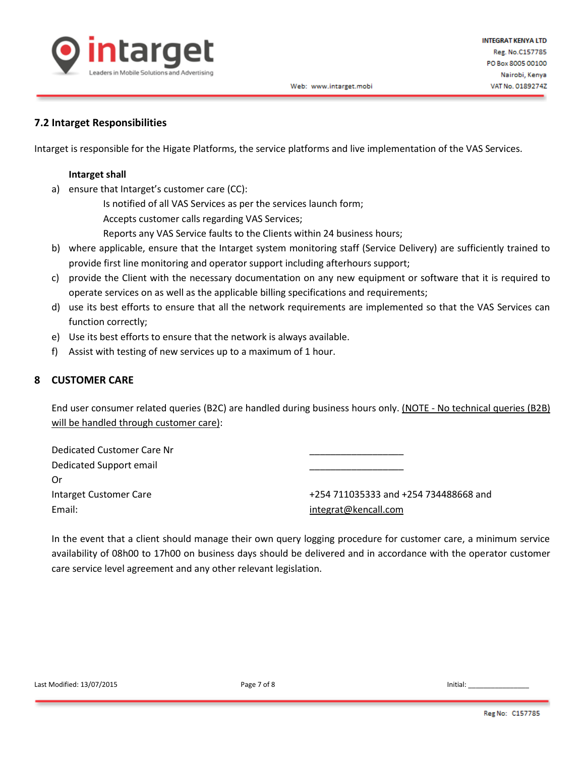### 7.2 Intarget Responsibilities

Intarget is responsible for the Higate Platforms, the service platforms and live implementation of the VAS Services.

**Intarget shall**

a) ensure that Intarget's customer care (CC):
   - Is notified of all VAS Services as per the services launch form;
   - Accepts customer calls regarding VAS Services;
   - Reports any VAS Service faults to the Clients within 24 business hours;

b) where applicable, ensure that the Intarget system monitoring staff (Service Delivery) are sufficiently trained to provide first line monitoring and operator support including afterhours support;

c) provide the Client with the necessary documentation on any new equipment or software that it is required to operate services on as well as the applicable billing specifications and requirements;

d) use its best efforts to ensure that all the network requirements are implemented so that the VAS Services can function correctly;

e) Use its best efforts to ensure that the network is always available.

f) Assist with testing of new services up to a maximum of 1 hour.

## 8 CUSTOMER CARE

End user consumer related queries (B2C) are handled during business hours only. <u>(NOTE - No technical queries (B2B) will be handled through customer care)</u>:

| | |
|---|---|
| Dedicated Customer Care Nr | ___________________ |
| Dedicated Support email | ___________________ |
| Or | |
| Intarget Customer Care | +254 711035333 and +254 734488668 and |
| Email: | integrat@kencall.com |

In the event that a client should manage their own query logging procedure for customer care, a minimum service availability of 08h00 to 17h00 on business days should be delivered and in accordance with the operator customer care service level agreement and any other relevant legislation.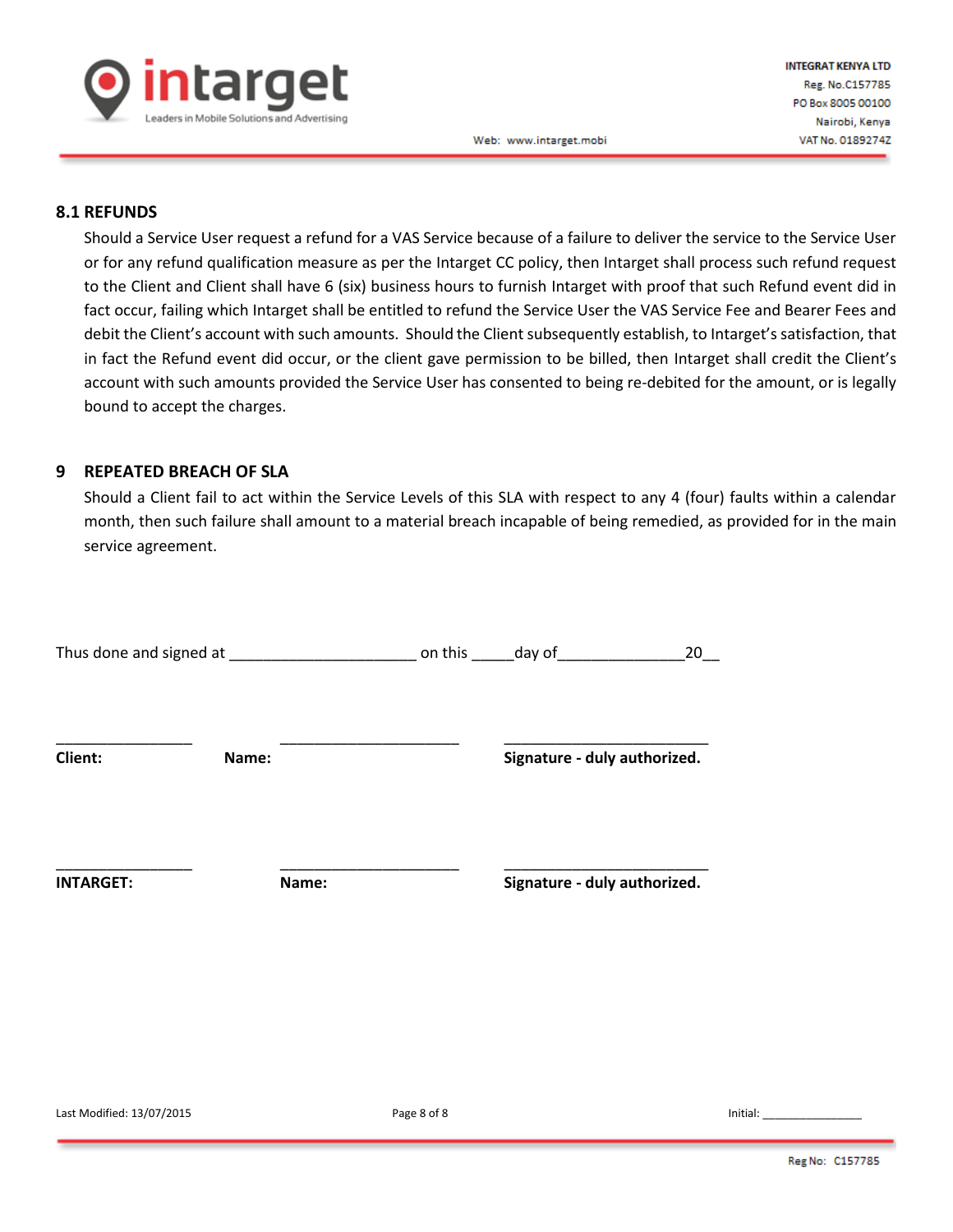## 8.1 REFUNDS

Should a Service User request a refund for a VAS Service because of a failure to deliver the service to the Service User or for any refund qualification measure as per the Intarget CC policy, then Intarget shall process such refund request to the Client and Client shall have 6 (six) business hours to furnish Intarget with proof that such Refund event did in fact occur, failing which Intarget shall be entitled to refund the Service User the VAS Service Fee and Bearer Fees and debit the Client's account with such amounts. Should the Client subsequently establish, to Intarget's satisfaction, that in fact the Refund event did occur, or the client gave permission to be billed, then Intarget shall credit the Client's account with such amounts provided the Service User has consented to being re-debited for the amount, or is legally bound to accept the charges.

## 9 REPEATED BREACH OF SLA

Should a Client fail to act within the Service Levels of this SLA with respect to any 4 (four) faults within a calendar month, then such failure shall amount to a material breach incapable of being remedied, as provided for in the main service agreement.

Thus done and signed at ______________________ on this _____day of_______________20__

_________________ **Client:** **Name:** ______________________ __________________________ **Signature - duly authorized.**

_________________ **INTARGET:** ______________________ **Name:** __________________________ **Signature - duly authorized.**

Last Modified: 13/07/2015

Initial: ________________